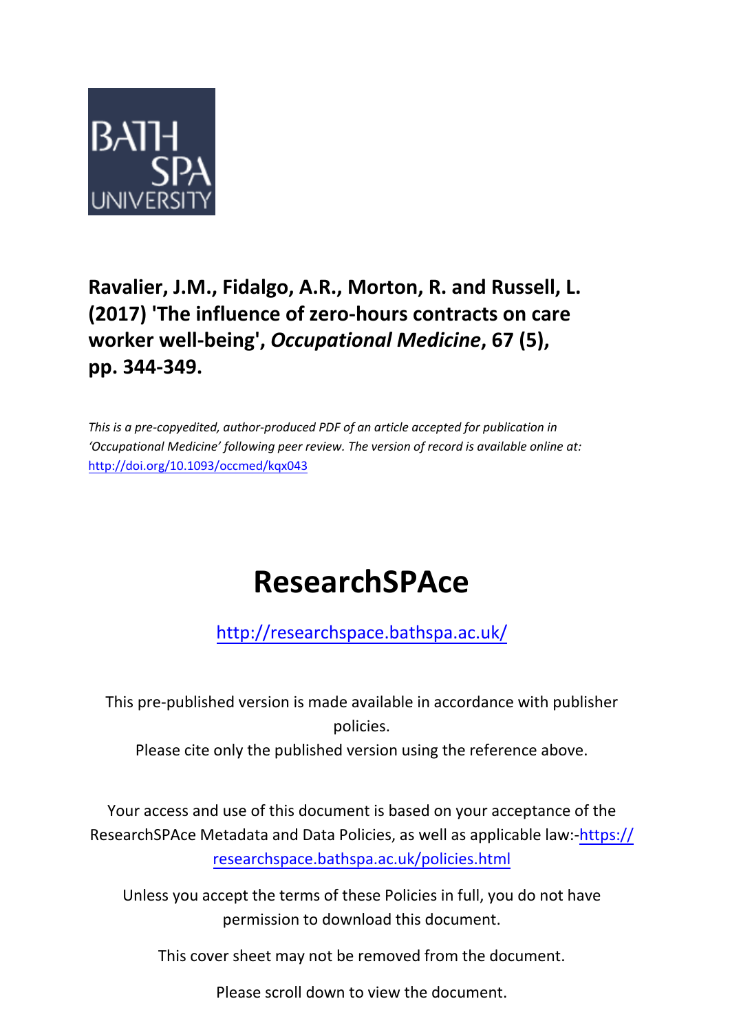**Ravalier, J.M., Fidalgo, A.R., Morton, R. and Russell, L. (2017) 'The influence of zero-hours contracts on care worker well-being', *Occupational Medicine*, 67 (5), pp. 344-349.**

*This is a pre-copyedited, author-produced PDF of an article accepted for publication in 'Occupational Medicine' following peer review. The version of record is available online at:* http://doi.org/10.1093/occmed/kqx043

# ResearchSPAce

http://researchspace.bathspa.ac.uk/

This pre-published version is made available in accordance with publisher policies.

Please cite only the published version using the reference above.

Your access and use of this document is based on your acceptance of the ResearchSPAce Metadata and Data Policies, as well as applicable law:-https://researchspace.bathspa.ac.uk/policies.html

Unless you accept the terms of these Policies in full, you do not have permission to download this document.

This cover sheet may not be removed from the document.

Please scroll down to view the document.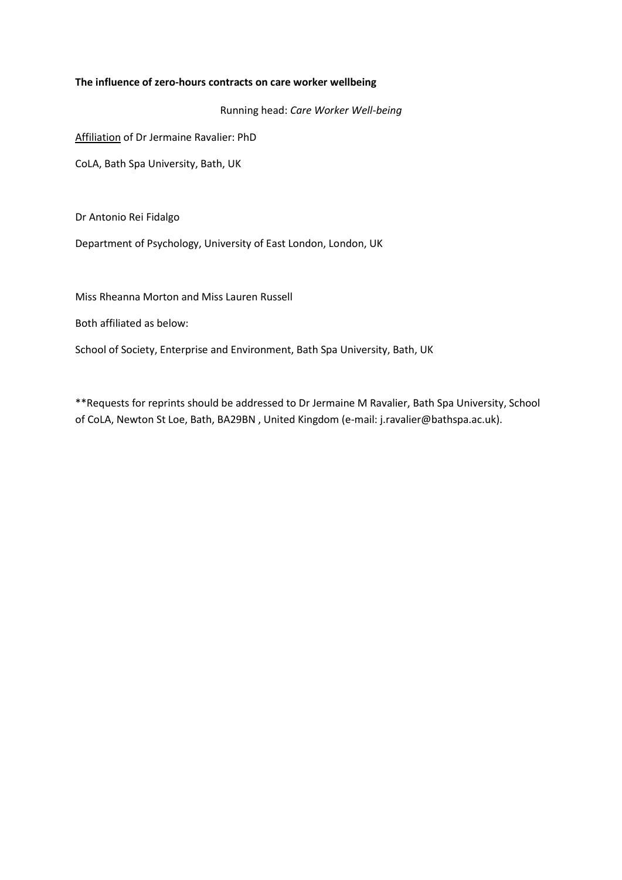**The influence of zero-hours contracts on care worker wellbeing**

Running head: *Care Worker Well-being*

Affiliation of Dr Jermaine Ravalier: PhD

CoLA, Bath Spa University, Bath, UK

Dr Antonio Rei Fidalgo

Department of Psychology, University of East London, London, UK

Miss Rheanna Morton and Miss Lauren Russell

Both affiliated as below:

School of Society, Enterprise and Environment, Bath Spa University, Bath, UK

**Requests for reprints should be addressed to Dr Jermaine M Ravalier, Bath Spa University, School of CoLA, Newton St Loe, Bath, BA29BN , United Kingdom (e-mail: j.ravalier@bathspa.ac.uk).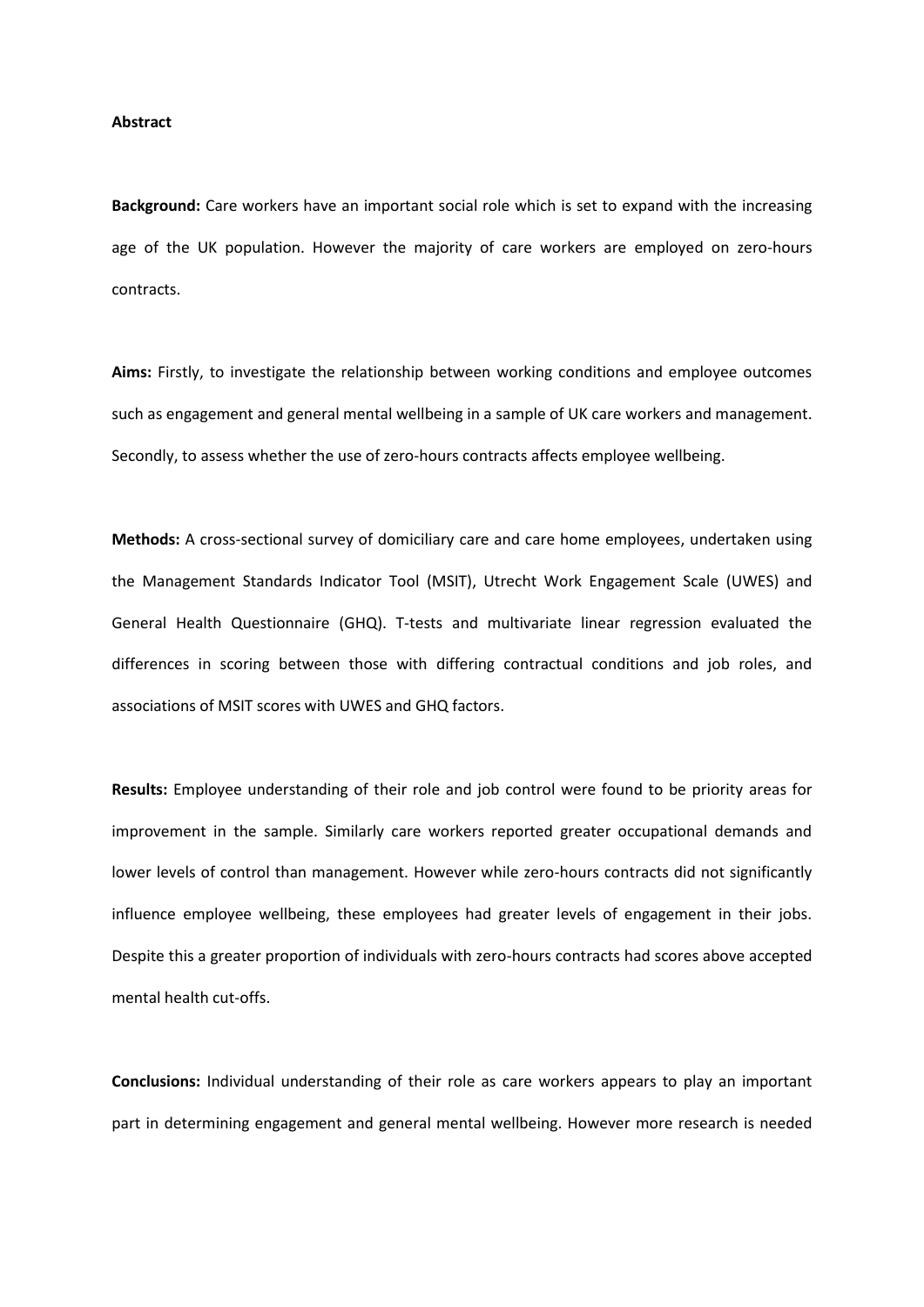**Abstract**

**Background:** Care workers have an important social role which is set to expand with the increasing age of the UK population. However the majority of care workers are employed on zero-hours contracts.

**Aims:** Firstly, to investigate the relationship between working conditions and employee outcomes such as engagement and general mental wellbeing in a sample of UK care workers and management. Secondly, to assess whether the use of zero-hours contracts affects employee wellbeing.

**Methods:** A cross-sectional survey of domiciliary care and care home employees, undertaken using the Management Standards Indicator Tool (MSIT), Utrecht Work Engagement Scale (UWES) and General Health Questionnaire (GHQ). T-tests and multivariate linear regression evaluated the differences in scoring between those with differing contractual conditions and job roles, and associations of MSIT scores with UWES and GHQ factors.

**Results:** Employee understanding of their role and job control were found to be priority areas for improvement in the sample. Similarly care workers reported greater occupational demands and lower levels of control than management. However while zero-hours contracts did not significantly influence employee wellbeing, these employees had greater levels of engagement in their jobs. Despite this a greater proportion of individuals with zero-hours contracts had scores above accepted mental health cut-offs.

**Conclusions:** Individual understanding of their role as care workers appears to play an important part in determining engagement and general mental wellbeing. However more research is needed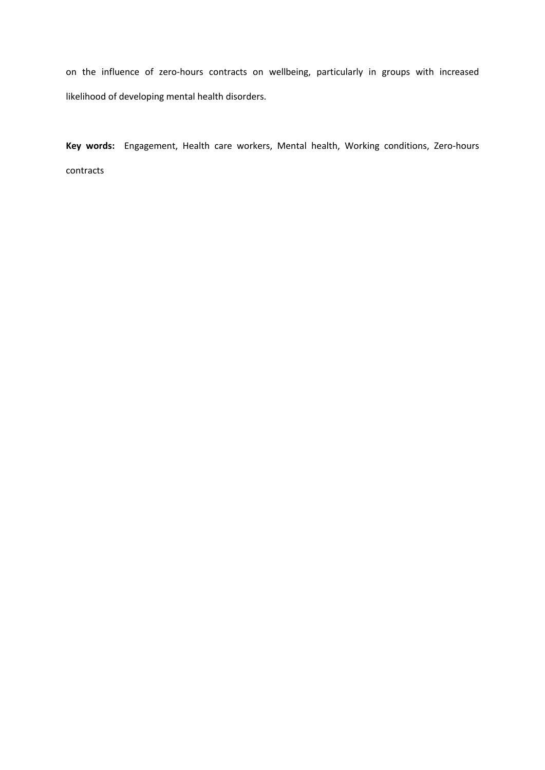on the influence of zero-hours contracts on wellbeing, particularly in groups with increased likelihood of developing mental health disorders.

**Key words:** Engagement, Health care workers, Mental health, Working conditions, Zero-hours contracts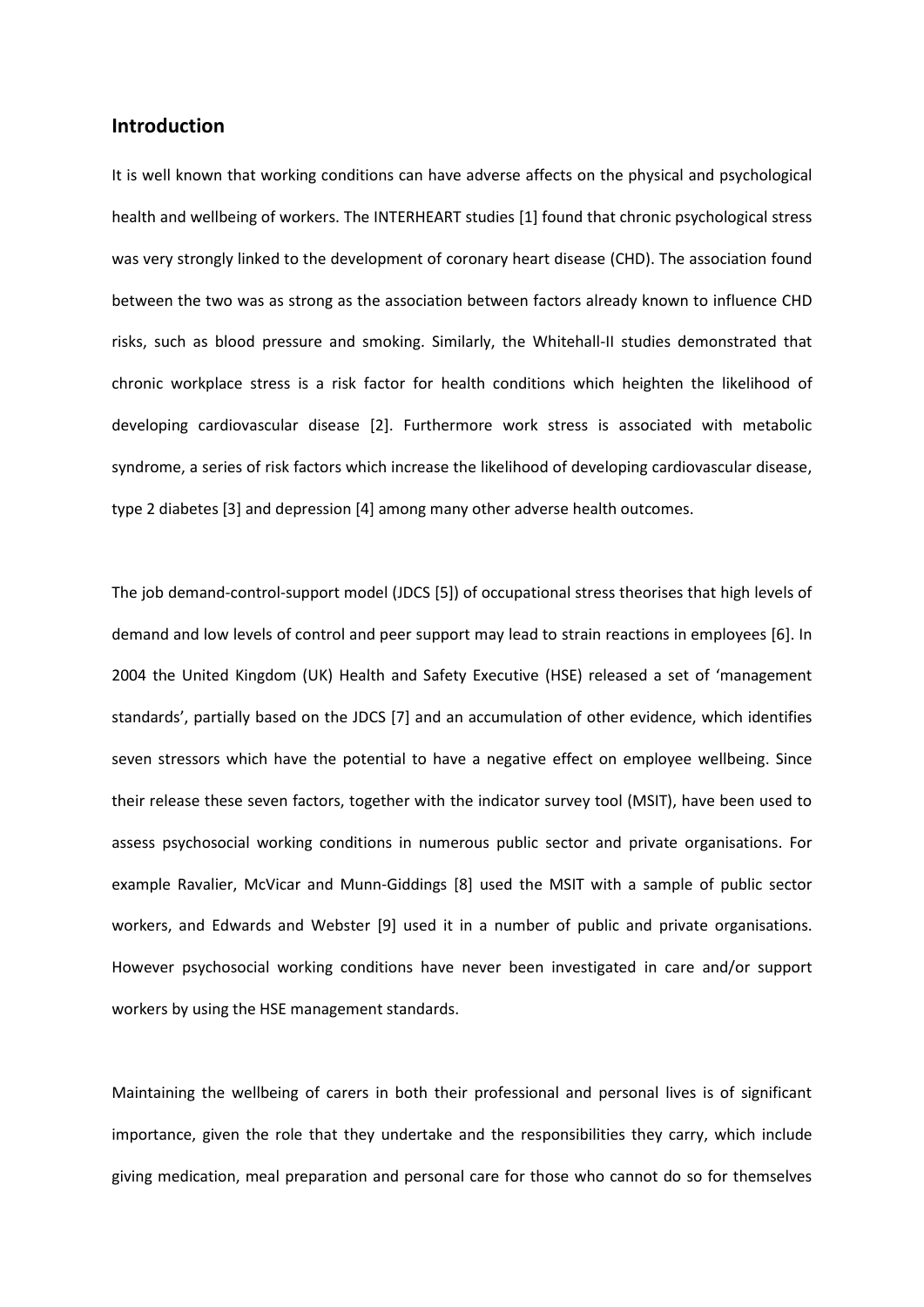## Introduction

It is well known that working conditions can have adverse affects on the physical and psychological health and wellbeing of workers. The INTERHEART studies [1] found that chronic psychological stress was very strongly linked to the development of coronary heart disease (CHD). The association found between the two was as strong as the association between factors already known to influence CHD risks, such as blood pressure and smoking. Similarly, the Whitehall-II studies demonstrated that chronic workplace stress is a risk factor for health conditions which heighten the likelihood of developing cardiovascular disease [2]. Furthermore work stress is associated with metabolic syndrome, a series of risk factors which increase the likelihood of developing cardiovascular disease, type 2 diabetes [3] and depression [4] among many other adverse health outcomes.

The job demand-control-support model (JDCS [5]) of occupational stress theorises that high levels of demand and low levels of control and peer support may lead to strain reactions in employees [6]. In 2004 the United Kingdom (UK) Health and Safety Executive (HSE) released a set of 'management standards', partially based on the JDCS [7] and an accumulation of other evidence, which identifies seven stressors which have the potential to have a negative effect on employee wellbeing. Since their release these seven factors, together with the indicator survey tool (MSIT), have been used to assess psychosocial working conditions in numerous public sector and private organisations. For example Ravalier, McVicar and Munn-Giddings [8] used the MSIT with a sample of public sector workers, and Edwards and Webster [9] used it in a number of public and private organisations. However psychosocial working conditions have never been investigated in care and/or support workers by using the HSE management standards.

Maintaining the wellbeing of carers in both their professional and personal lives is of significant importance, given the role that they undertake and the responsibilities they carry, which include giving medication, meal preparation and personal care for those who cannot do so for themselves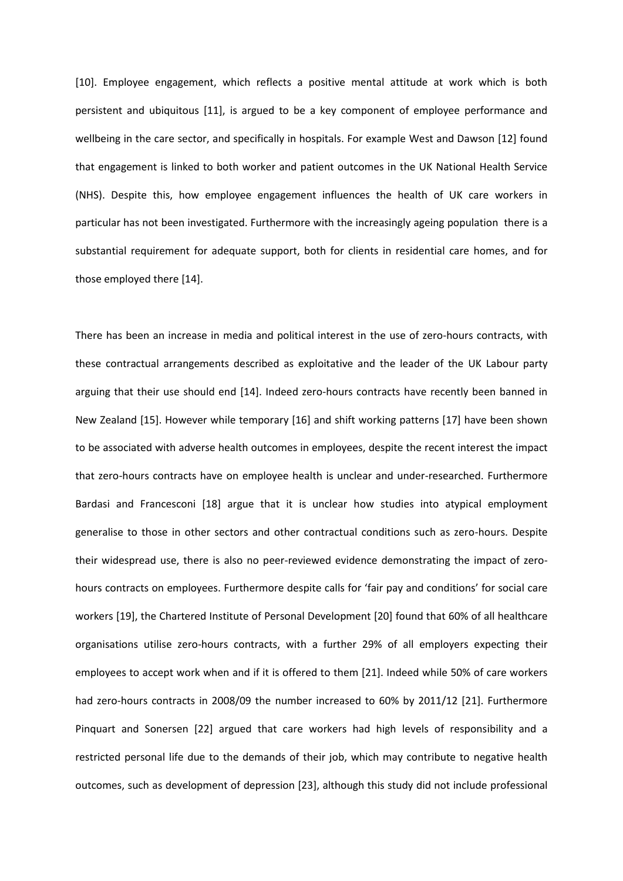[10]. Employee engagement, which reflects a positive mental attitude at work which is both persistent and ubiquitous [11], is argued to be a key component of employee performance and wellbeing in the care sector, and specifically in hospitals. For example West and Dawson [12] found that engagement is linked to both worker and patient outcomes in the UK National Health Service (NHS). Despite this, how employee engagement influences the health of UK care workers in particular has not been investigated. Furthermore with the increasingly ageing population there is a substantial requirement for adequate support, both for clients in residential care homes, and for those employed there [14].

There has been an increase in media and political interest in the use of zero-hours contracts, with these contractual arrangements described as exploitative and the leader of the UK Labour party arguing that their use should end [14]. Indeed zero-hours contracts have recently been banned in New Zealand [15]. However while temporary [16] and shift working patterns [17] have been shown to be associated with adverse health outcomes in employees, despite the recent interest the impact that zero-hours contracts have on employee health is unclear and under-researched. Furthermore Bardasi and Francesconi [18] argue that it is unclear how studies into atypical employment generalise to those in other sectors and other contractual conditions such as zero-hours. Despite their widespread use, there is also no peer-reviewed evidence demonstrating the impact of zero-hours contracts on employees. Furthermore despite calls for 'fair pay and conditions' for social care workers [19], the Chartered Institute of Personal Development [20] found that 60% of all healthcare organisations utilise zero-hours contracts, with a further 29% of all employers expecting their employees to accept work when and if it is offered to them [21]. Indeed while 50% of care workers had zero-hours contracts in 2008/09 the number increased to 60% by 2011/12 [21]. Furthermore Pinquart and Sonersen [22] argued that care workers had high levels of responsibility and a restricted personal life due to the demands of their job, which may contribute to negative health outcomes, such as development of depression [23], although this study did not include professional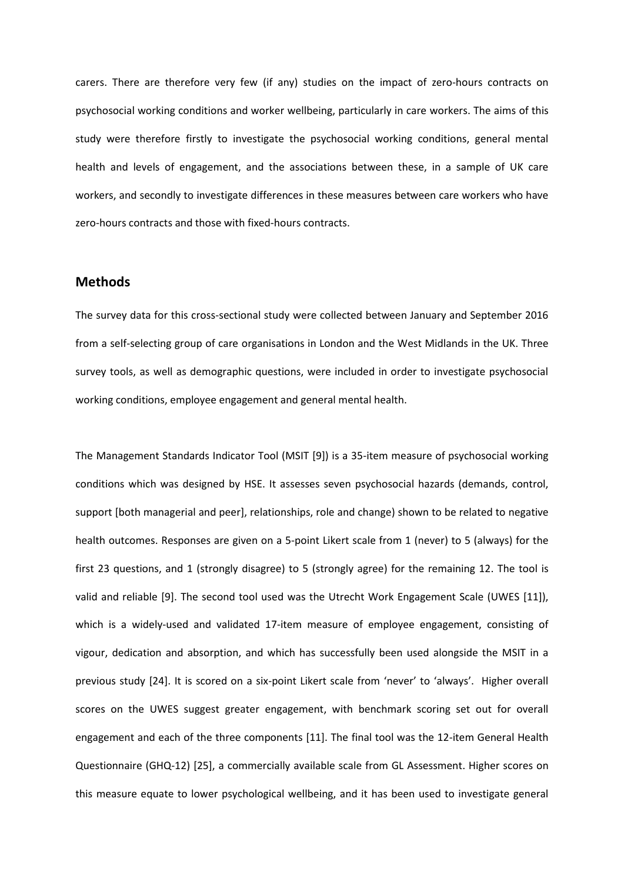carers. There are therefore very few (if any) studies on the impact of zero-hours contracts on psychosocial working conditions and worker wellbeing, particularly in care workers. The aims of this study were therefore firstly to investigate the psychosocial working conditions, general mental health and levels of engagement, and the associations between these, in a sample of UK care workers, and secondly to investigate differences in these measures between care workers who have zero-hours contracts and those with fixed-hours contracts.

## Methods

The survey data for this cross-sectional study were collected between January and September 2016 from a self-selecting group of care organisations in London and the West Midlands in the UK. Three survey tools, as well as demographic questions, were included in order to investigate psychosocial working conditions, employee engagement and general mental health.

The Management Standards Indicator Tool (MSIT [9]) is a 35-item measure of psychosocial working conditions which was designed by HSE. It assesses seven psychosocial hazards (demands, control, support [both managerial and peer], relationships, role and change) shown to be related to negative health outcomes. Responses are given on a 5-point Likert scale from 1 (never) to 5 (always) for the first 23 questions, and 1 (strongly disagree) to 5 (strongly agree) for the remaining 12. The tool is valid and reliable [9]. The second tool used was the Utrecht Work Engagement Scale (UWES [11]), which is a widely-used and validated 17-item measure of employee engagement, consisting of vigour, dedication and absorption, and which has successfully been used alongside the MSIT in a previous study [24]. It is scored on a six-point Likert scale from 'never' to 'always'. Higher overall scores on the UWES suggest greater engagement, with benchmark scoring set out for overall engagement and each of the three components [11]. The final tool was the 12-item General Health Questionnaire (GHQ-12) [25], a commercially available scale from GL Assessment. Higher scores on this measure equate to lower psychological wellbeing, and it has been used to investigate general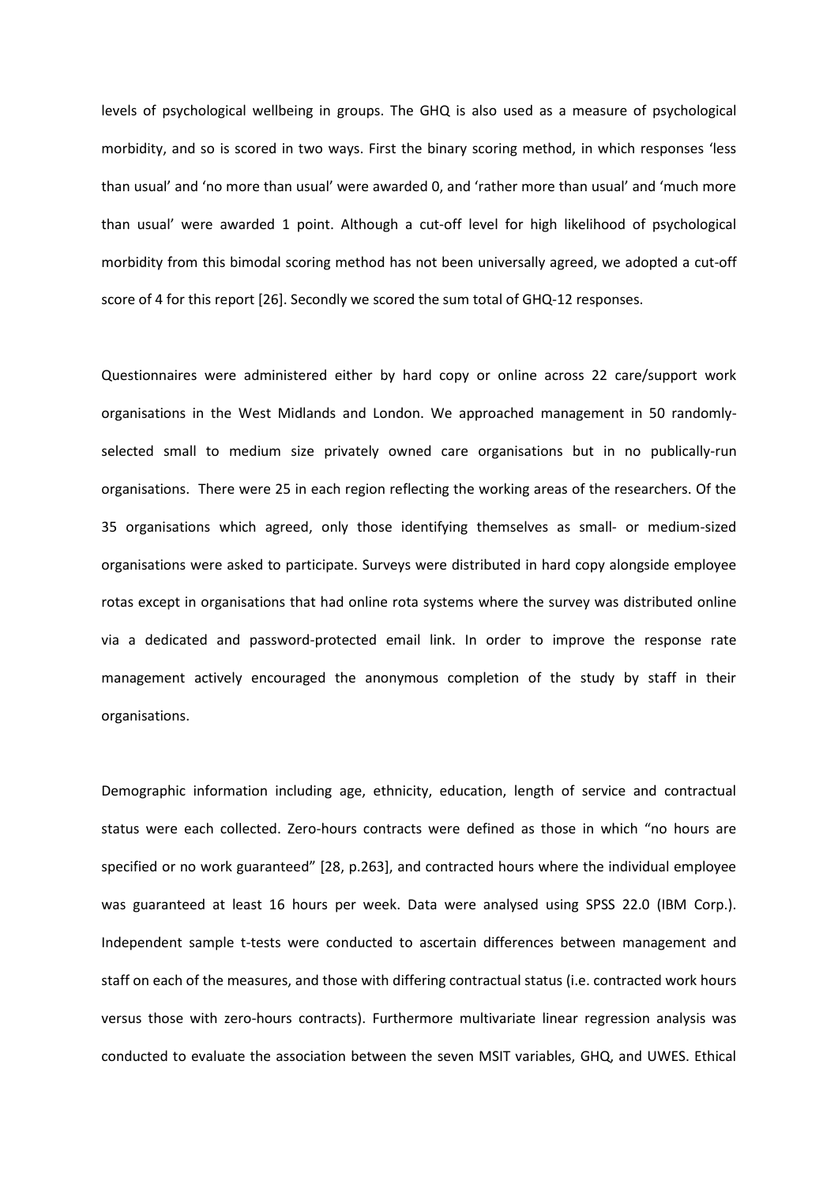levels of psychological wellbeing in groups. The GHQ is also used as a measure of psychological morbidity, and so is scored in two ways. First the binary scoring method, in which responses 'less than usual' and 'no more than usual' were awarded 0, and 'rather more than usual' and 'much more than usual' were awarded 1 point. Although a cut-off level for high likelihood of psychological morbidity from this bimodal scoring method has not been universally agreed, we adopted a cut-off score of 4 for this report [26]. Secondly we scored the sum total of GHQ-12 responses.

Questionnaires were administered either by hard copy or online across 22 care/support work organisations in the West Midlands and London. We approached management in 50 randomly-selected small to medium size privately owned care organisations but in no publically-run organisations. There were 25 in each region reflecting the working areas of the researchers. Of the 35 organisations which agreed, only those identifying themselves as small- or medium-sized organisations were asked to participate. Surveys were distributed in hard copy alongside employee rotas except in organisations that had online rota systems where the survey was distributed online via a dedicated and password-protected email link. In order to improve the response rate management actively encouraged the anonymous completion of the study by staff in their organisations.

Demographic information including age, ethnicity, education, length of service and contractual status were each collected. Zero-hours contracts were defined as those in which "no hours are specified or no work guaranteed" [28, p.263], and contracted hours where the individual employee was guaranteed at least 16 hours per week. Data were analysed using SPSS 22.0 (IBM Corp.). Independent sample t-tests were conducted to ascertain differences between management and staff on each of the measures, and those with differing contractual status (i.e. contracted work hours versus those with zero-hours contracts). Furthermore multivariate linear regression analysis was conducted to evaluate the association between the seven MSIT variables, GHQ, and UWES. Ethical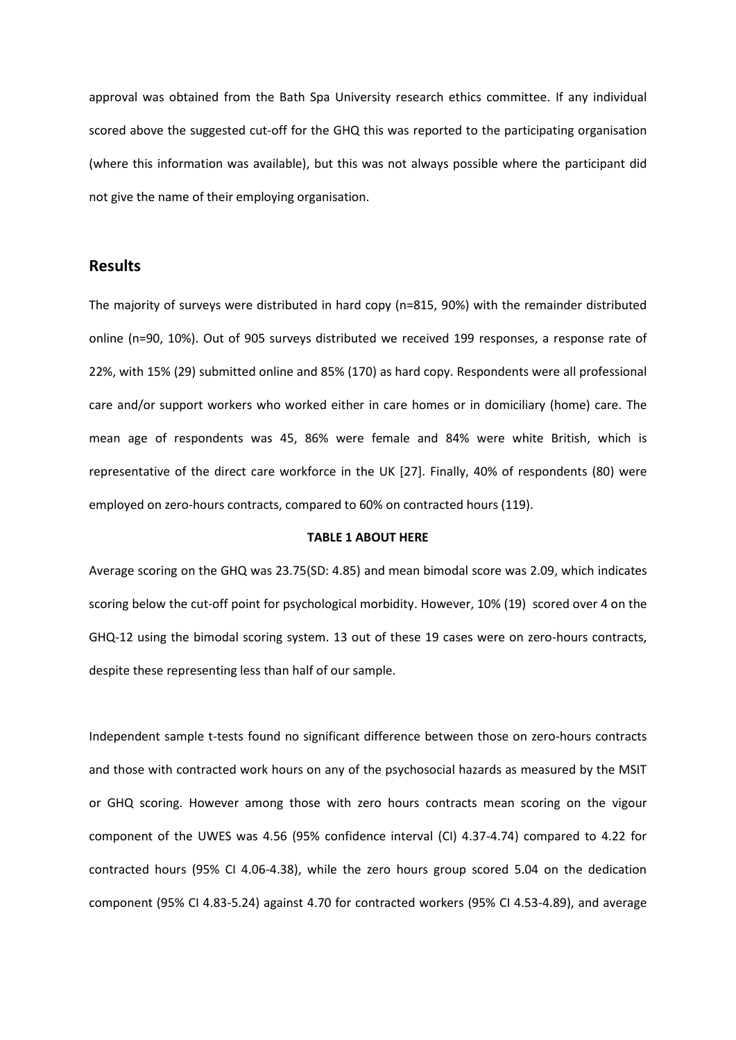approval was obtained from the Bath Spa University research ethics committee. If any individual scored above the suggested cut-off for the GHQ this was reported to the participating organisation (where this information was available), but this was not always possible where the participant did not give the name of their employing organisation.

## Results

The majority of surveys were distributed in hard copy (n=815, 90%) with the remainder distributed online (n=90, 10%). Out of 905 surveys distributed we received 199 responses, a response rate of 22%, with 15% (29) submitted online and 85% (170) as hard copy. Respondents were all professional care and/or support workers who worked either in care homes or in domiciliary (home) care. The mean age of respondents was 45, 86% were female and 84% were white British, which is representative of the direct care workforce in the UK [27]. Finally, 40% of respondents (80) were employed on zero-hours contracts, compared to 60% on contracted hours (119).

**TABLE 1 ABOUT HERE**

Average scoring on the GHQ was 23.75(SD: 4.85) and mean bimodal score was 2.09, which indicates scoring below the cut-off point for psychological morbidity. However, 10% (19) scored over 4 on the GHQ-12 using the bimodal scoring system. 13 out of these 19 cases were on zero-hours contracts, despite these representing less than half of our sample.

Independent sample t-tests found no significant difference between those on zero-hours contracts and those with contracted work hours on any of the psychosocial hazards as measured by the MSIT or GHQ scoring. However among those with zero hours contracts mean scoring on the vigour component of the UWES was 4.56 (95% confidence interval (CI) 4.37-4.74) compared to 4.22 for contracted hours (95% CI 4.06-4.38), while the zero hours group scored 5.04 on the dedication component (95% CI 4.83-5.24) against 4.70 for contracted workers (95% CI 4.53-4.89), and average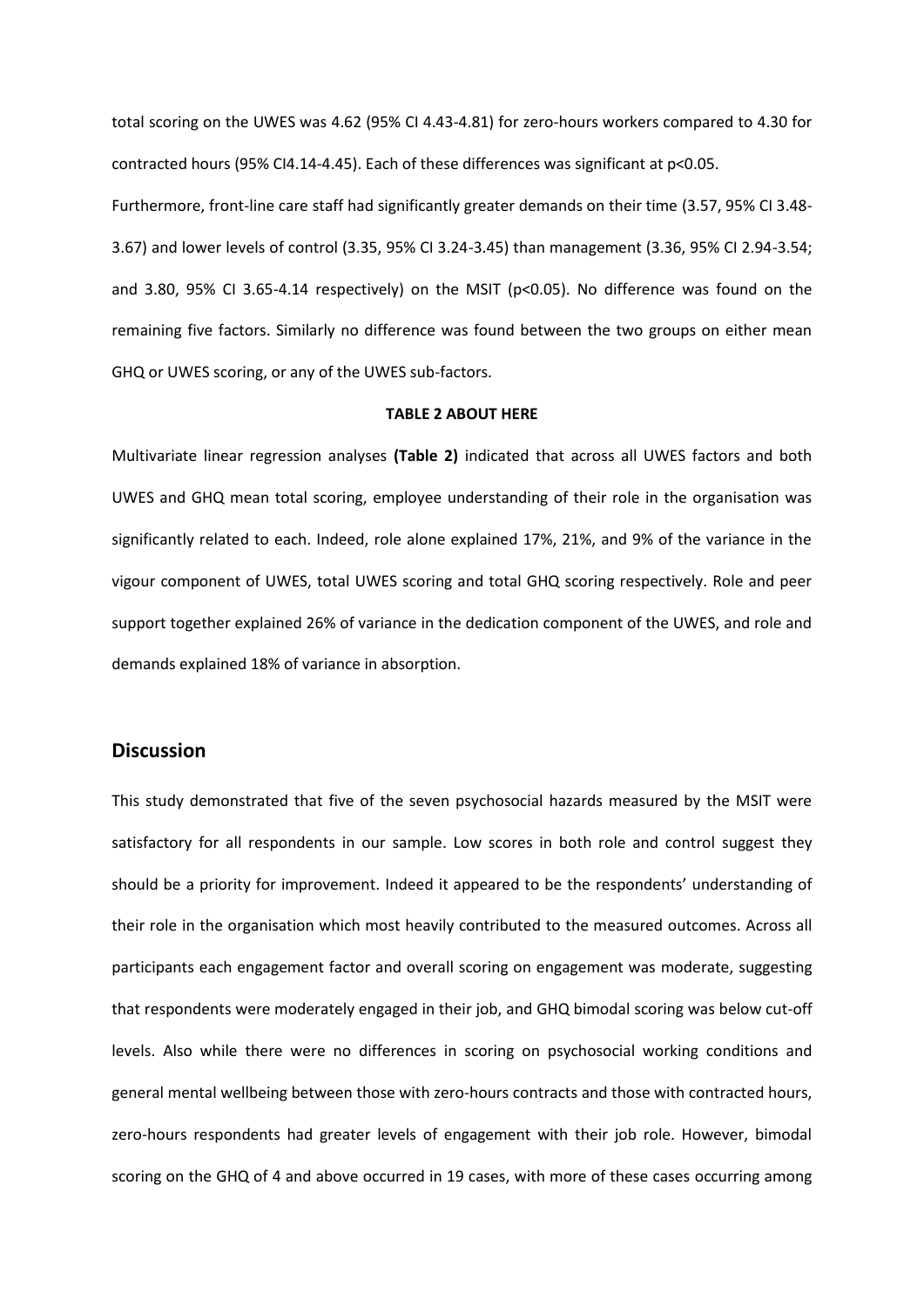total scoring on the UWES was 4.62 (95% CI 4.43-4.81) for zero-hours workers compared to 4.30 for contracted hours (95% CI4.14-4.45). Each of these differences was significant at $p<0.05$.

Furthermore, front-line care staff had significantly greater demands on their time (3.57, 95% CI 3.48-3.67) and lower levels of control (3.35, 95% CI 3.24-3.45) than management (3.36, 95% CI 2.94-3.54; and 3.80, 95% CI 3.65-4.14 respectively) on the MSIT ($p<0.05$). No difference was found on the remaining five factors. Similarly no difference was found between the two groups on either mean GHQ or UWES scoring, or any of the UWES sub-factors.

**TABLE 2 ABOUT HERE**

Multivariate linear regression analyses **(Table 2)** indicated that across all UWES factors and both UWES and GHQ mean total scoring, employee understanding of their role in the organisation was significantly related to each. Indeed, role alone explained 17%, 21%, and 9% of the variance in the vigour component of UWES, total UWES scoring and total GHQ scoring respectively. Role and peer support together explained 26% of variance in the dedication component of the UWES, and role and demands explained 18% of variance in absorption.

## Discussion

This study demonstrated that five of the seven psychosocial hazards measured by the MSIT were satisfactory for all respondents in our sample. Low scores in both role and control suggest they should be a priority for improvement. Indeed it appeared to be the respondents' understanding of their role in the organisation which most heavily contributed to the measured outcomes. Across all participants each engagement factor and overall scoring on engagement was moderate, suggesting that respondents were moderately engaged in their job, and GHQ bimodal scoring was below cut-off levels. Also while there were no differences in scoring on psychosocial working conditions and general mental wellbeing between those with zero-hours contracts and those with contracted hours, zero-hours respondents had greater levels of engagement with their job role. However, bimodal scoring on the GHQ of 4 and above occurred in 19 cases, with more of these cases occurring among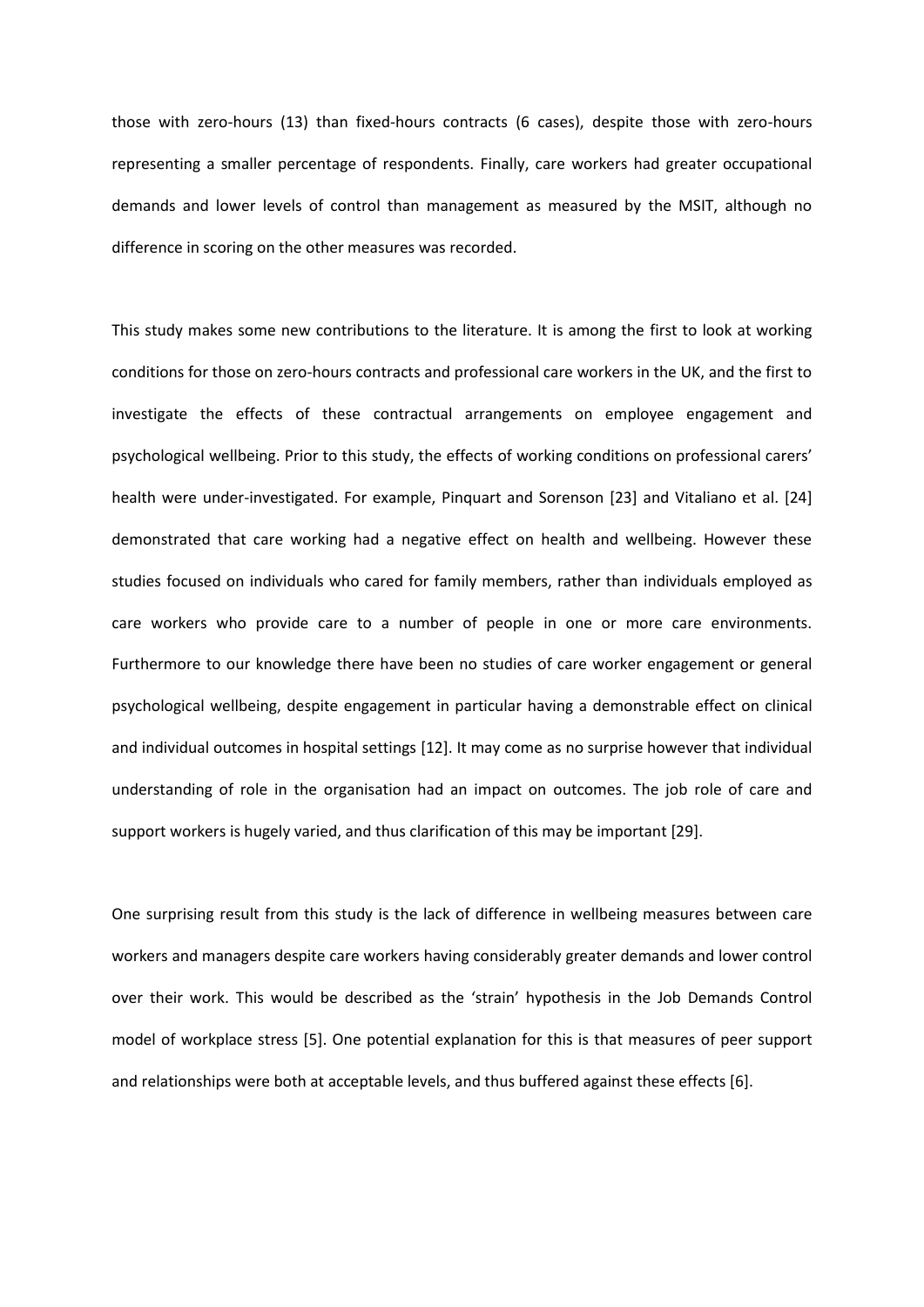those with zero-hours (13) than fixed-hours contracts (6 cases), despite those with zero-hours representing a smaller percentage of respondents. Finally, care workers had greater occupational demands and lower levels of control than management as measured by the MSIT, although no difference in scoring on the other measures was recorded.

This study makes some new contributions to the literature. It is among the first to look at working conditions for those on zero-hours contracts and professional care workers in the UK, and the first to investigate the effects of these contractual arrangements on employee engagement and psychological wellbeing. Prior to this study, the effects of working conditions on professional carers' health were under-investigated. For example, Pinquart and Sorenson [23] and Vitaliano et al. [24] demonstrated that care working had a negative effect on health and wellbeing. However these studies focused on individuals who cared for family members, rather than individuals employed as care workers who provide care to a number of people in one or more care environments. Furthermore to our knowledge there have been no studies of care worker engagement or general psychological wellbeing, despite engagement in particular having a demonstrable effect on clinical and individual outcomes in hospital settings [12]. It may come as no surprise however that individual understanding of role in the organisation had an impact on outcomes. The job role of care and support workers is hugely varied, and thus clarification of this may be important [29].

One surprising result from this study is the lack of difference in wellbeing measures between care workers and managers despite care workers having considerably greater demands and lower control over their work. This would be described as the 'strain' hypothesis in the Job Demands Control model of workplace stress [5]. One potential explanation for this is that measures of peer support and relationships were both at acceptable levels, and thus buffered against these effects [6].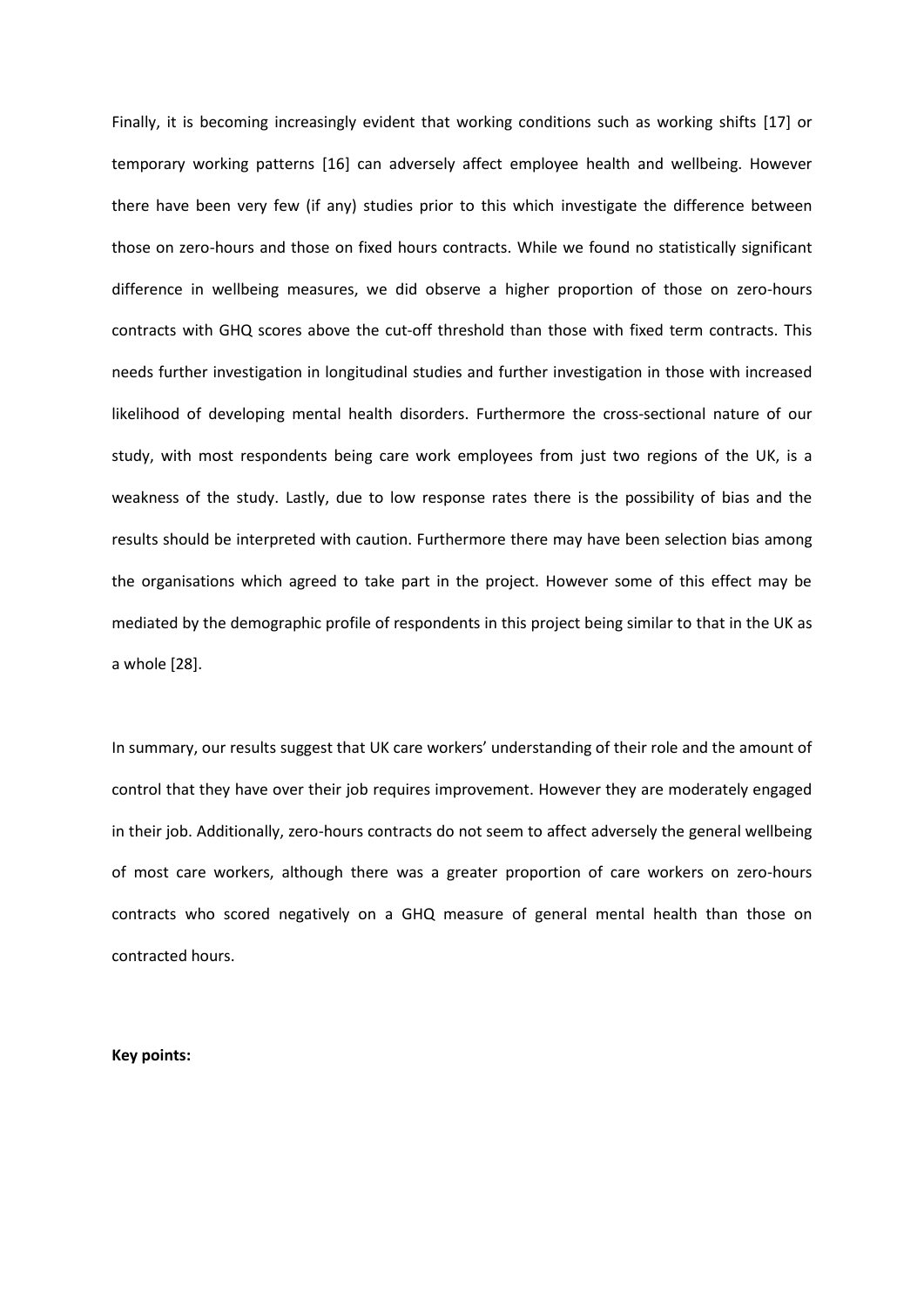Finally, it is becoming increasingly evident that working conditions such as working shifts [17] or temporary working patterns [16] can adversely affect employee health and wellbeing. However there have been very few (if any) studies prior to this which investigate the difference between those on zero-hours and those on fixed hours contracts. While we found no statistically significant difference in wellbeing measures, we did observe a higher proportion of those on zero-hours contracts with GHQ scores above the cut-off threshold than those with fixed term contracts. This needs further investigation in longitudinal studies and further investigation in those with increased likelihood of developing mental health disorders. Furthermore the cross-sectional nature of our study, with most respondents being care work employees from just two regions of the UK, is a weakness of the study. Lastly, due to low response rates there is the possibility of bias and the results should be interpreted with caution. Furthermore there may have been selection bias among the organisations which agreed to take part in the project. However some of this effect may be mediated by the demographic profile of respondents in this project being similar to that in the UK as a whole [28].

In summary, our results suggest that UK care workers' understanding of their role and the amount of control that they have over their job requires improvement. However they are moderately engaged in their job. Additionally, zero-hours contracts do not seem to affect adversely the general wellbeing of most care workers, although there was a greater proportion of care workers on zero-hours contracts who scored negatively on a GHQ measure of general mental health than those on contracted hours.

**Key points:**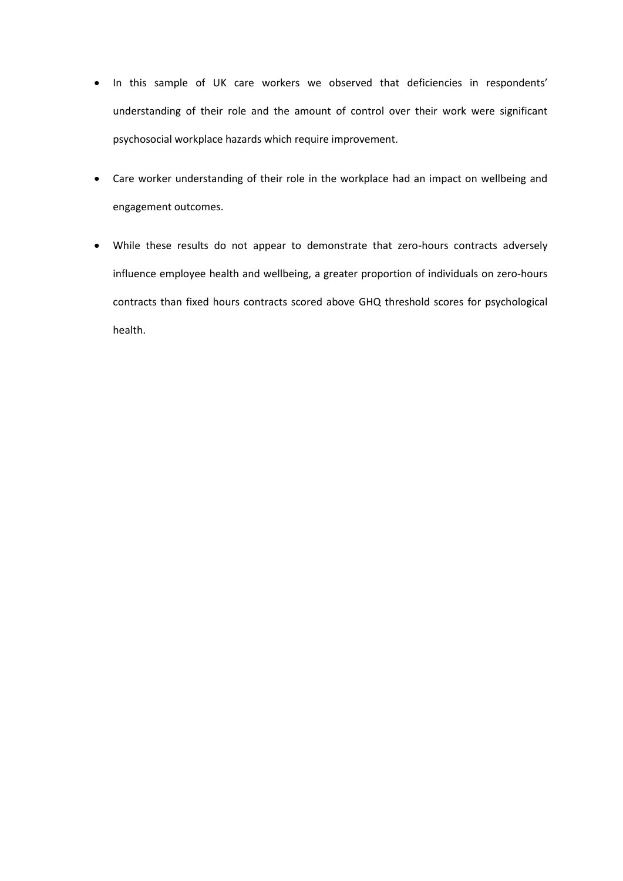- In this sample of UK care workers we observed that deficiencies in respondents' understanding of their role and the amount of control over their work were significant psychosocial workplace hazards which require improvement.
- Care worker understanding of their role in the workplace had an impact on wellbeing and engagement outcomes.
- While these results do not appear to demonstrate that zero-hours contracts adversely influence employee health and wellbeing, a greater proportion of individuals on zero-hours contracts than fixed hours contracts scored above GHQ threshold scores for psychological health.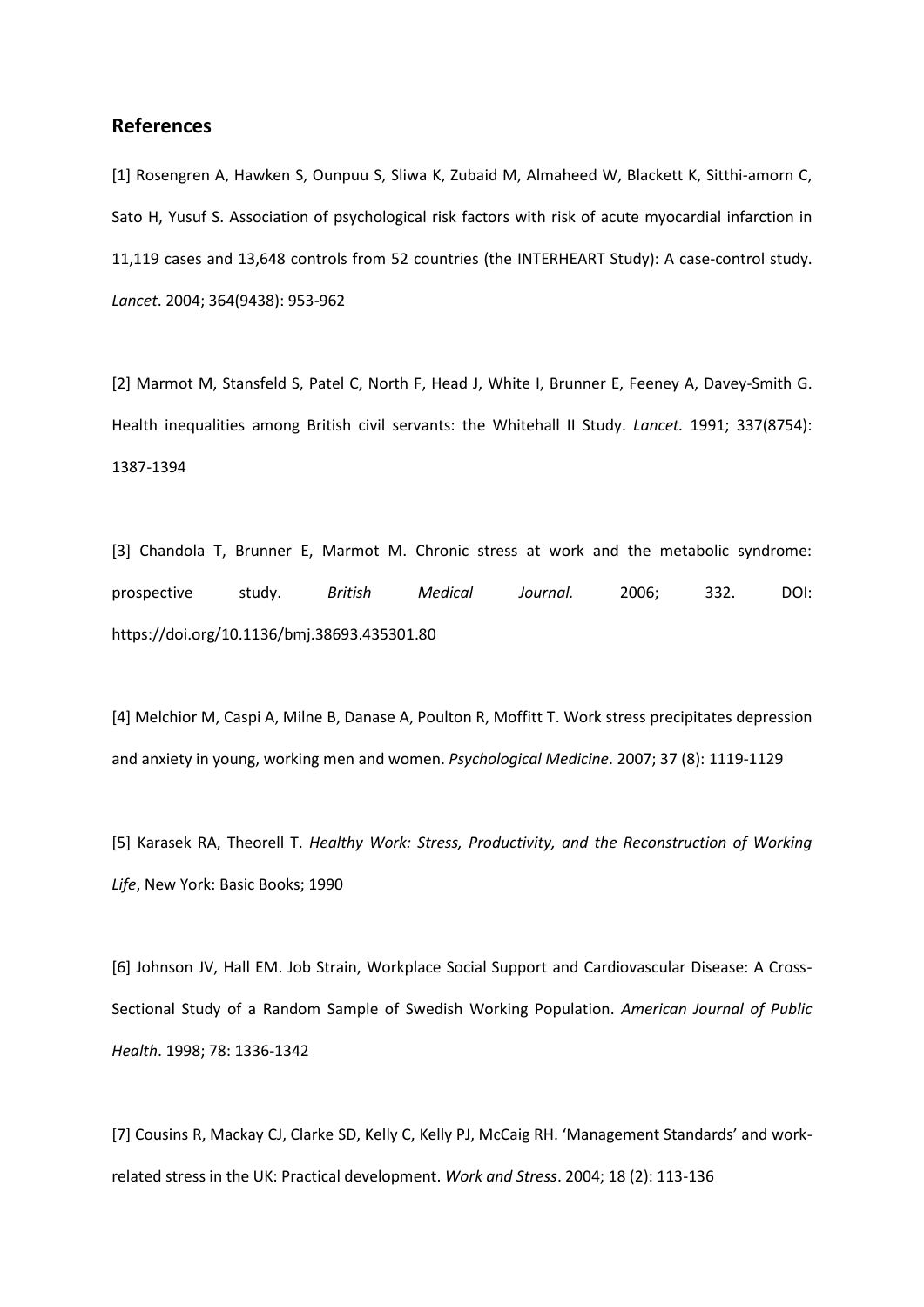## References

[1] Rosengren A, Hawken S, Ounpuu S, Sliwa K, Zubaid M, Almaheed W, Blackett K, Sitthi-amorn C, Sato H, Yusuf S. Association of psychological risk factors with risk of acute myocardial infarction in 11,119 cases and 13,648 controls from 52 countries (the INTERHEART Study): A case-control study. *Lancet*. 2004; 364(9438): 953-962

[2] Marmot M, Stansfeld S, Patel C, North F, Head J, White I, Brunner E, Feeney A, Davey-Smith G. Health inequalities among British civil servants: the Whitehall II Study. *Lancet.* 1991; 337(8754): 1387-1394

[3] Chandola T, Brunner E, Marmot M. Chronic stress at work and the metabolic syndrome: prospective study. *British Medical Journal.* 2006; 332. DOI: https://doi.org/10.1136/bmj.38693.435301.80

[4] Melchior M, Caspi A, Milne B, Danase A, Poulton R, Moffitt T. Work stress precipitates depression and anxiety in young, working men and women. *Psychological Medicine*. 2007; 37 (8): 1119-1129

[5] Karasek RA, Theorell T. *Healthy Work: Stress, Productivity, and the Reconstruction of Working Life*, New York: Basic Books; 1990

[6] Johnson JV, Hall EM. Job Strain, Workplace Social Support and Cardiovascular Disease: A Cross-Sectional Study of a Random Sample of Swedish Working Population. *American Journal of Public Health*. 1998; 78: 1336-1342

[7] Cousins R, Mackay CJ, Clarke SD, Kelly C, Kelly PJ, McCaig RH. 'Management Standards' and work-related stress in the UK: Practical development. *Work and Stress*. 2004; 18 (2): 113-136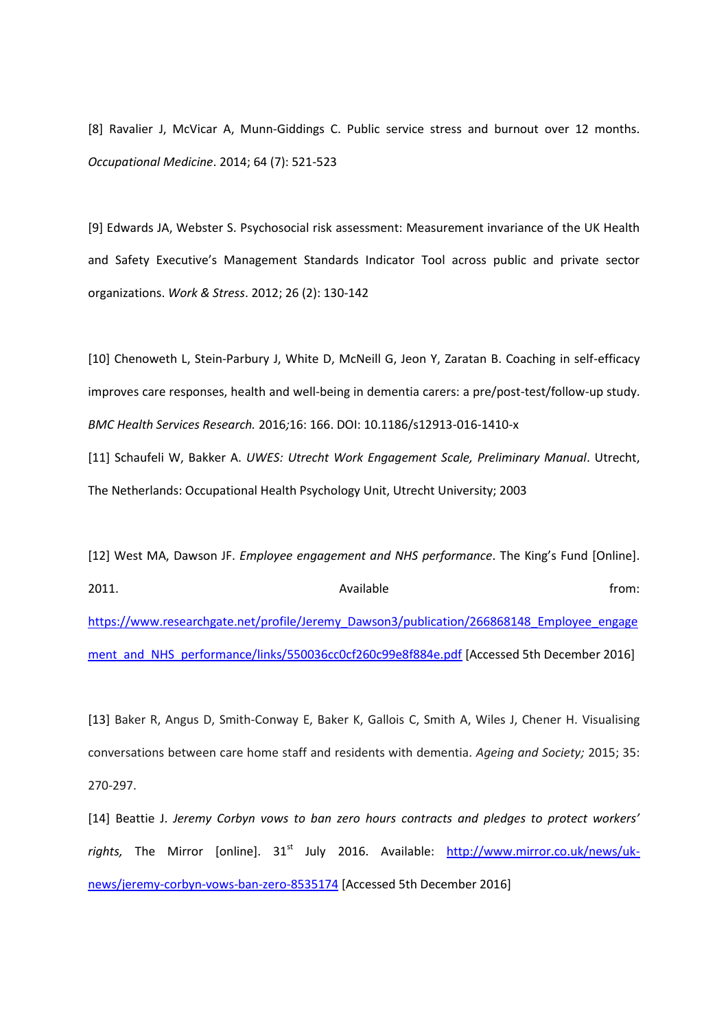[8] Ravalier J, McVicar A, Munn-Giddings C. Public service stress and burnout over 12 months. *Occupational Medicine*. 2014; 64 (7): 521-523

[9] Edwards JA, Webster S. Psychosocial risk assessment: Measurement invariance of the UK Health and Safety Executive's Management Standards Indicator Tool across public and private sector organizations. *Work & Stress*. 2012; 26 (2): 130-142

[10] Chenoweth L, Stein-Parbury J, White D, McNeill G, Jeon Y, Zaratan B. Coaching in self-efficacy improves care responses, health and well-being in dementia carers: a pre/post-test/follow-up study. *BMC Health Services Research.* 2016*;*16: 166. DOI: 10.1186/s12913-016-1410-x

[11] Schaufeli W, Bakker A. *UWES: Utrecht Work Engagement Scale, Preliminary Manual*. Utrecht, The Netherlands: Occupational Health Psychology Unit, Utrecht University; 2003

[12] West MA, Dawson JF. *Employee engagement and NHS performance*. The King's Fund [Online]. 2011. Available from: https://www.researchgate.net/profile/Jeremy_Dawson3/publication/266868148_Employee_engagement_and_NHS_performance/links/550036cc0cf260c99e8f884e.pdf [Accessed 5th December 2016]

[13] Baker R, Angus D, Smith-Conway E, Baker K, Gallois C, Smith A, Wiles J, Chener H. Visualising conversations between care home staff and residents with dementia. *Ageing and Society;* 2015; 35: 270-297.

[14] Beattie J. *Jeremy Corbyn vows to ban zero hours contracts and pledges to protect workers' rights,* The Mirror [online]. 31st July 2016. Available: http://www.mirror.co.uk/news/uk-news/jeremy-corbyn-vows-ban-zero-8535174 [Accessed 5th December 2016]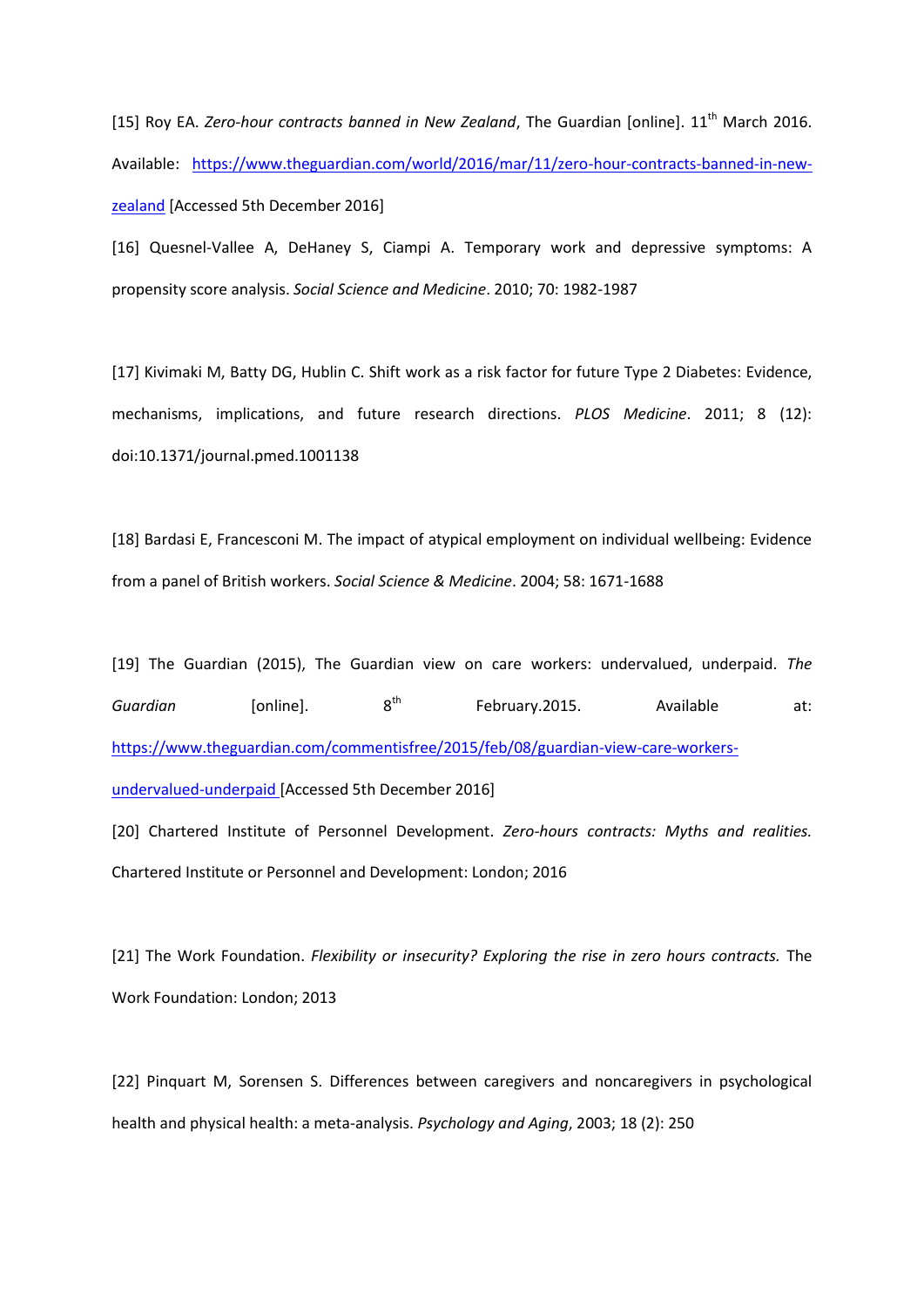[15] Roy EA. *Zero-hour contracts banned in New Zealand*, The Guardian [online]. 11th March 2016. Available: [https://www.theguardian.com/world/2016/mar/11/zero-hour-contracts-banned-in-new-zealand](https://www.theguardian.com/world/2016/mar/11/zero-hour-contracts-banned-in-new-zealand) [Accessed 5th December 2016]

[16] Quesnel-Vallee A, DeHaney S, Ciampi A. Temporary work and depressive symptoms: A propensity score analysis. *Social Science and Medicine*. 2010; 70: 1982-1987

[17] Kivimaki M, Batty DG, Hublin C. Shift work as a risk factor for future Type 2 Diabetes: Evidence, mechanisms, implications, and future research directions. *PLOS Medicine*. 2011; 8 (12): doi:10.1371/journal.pmed.1001138

[18] Bardasi E, Francesconi M. The impact of atypical employment on individual wellbeing: Evidence from a panel of British workers. *Social Science & Medicine*. 2004; 58: 1671-1688

[19] The Guardian (2015), The Guardian view on care workers: undervalued, underpaid. *The Guardian* [online]. 8th February.2015. Available at: [https://www.theguardian.com/commentisfree/2015/feb/08/guardian-view-care-workers-undervalued-underpaid](https://www.theguardian.com/commentisfree/2015/feb/08/guardian-view-care-workers-undervalued-underpaid) [Accessed 5th December 2016]

[20] Chartered Institute of Personnel Development. *Zero-hours contracts: Myths and realities.* Chartered Institute or Personnel and Development: London; 2016

[21] The Work Foundation. *Flexibility or insecurity? Exploring the rise in zero hours contracts.* The Work Foundation: London; 2013

[22] Pinquart M, Sorensen S. Differences between caregivers and noncaregivers in psychological health and physical health: a meta-analysis. *Psychology and Aging*, 2003; 18 (2): 250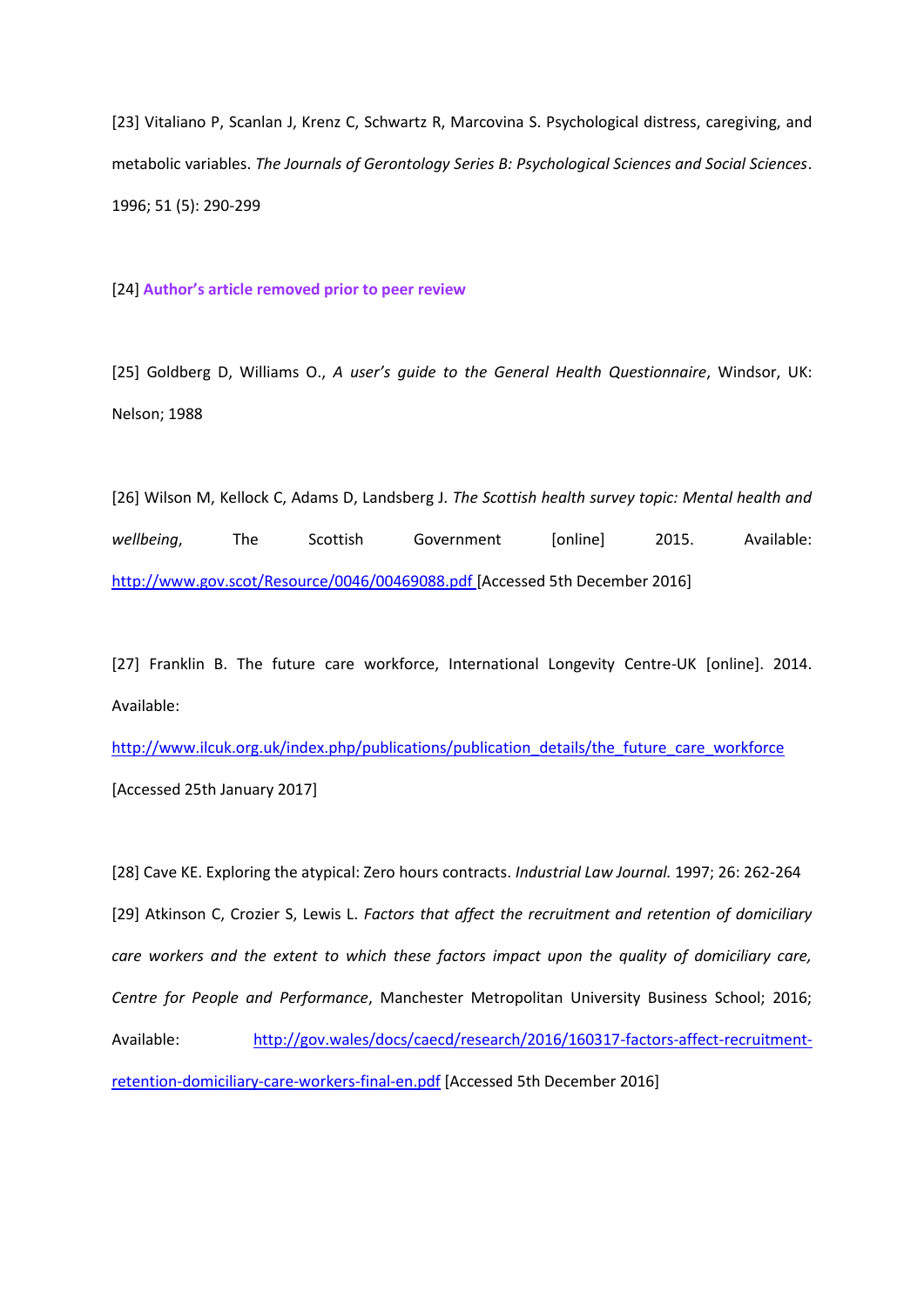[23] Vitaliano P, Scanlan J, Krenz C, Schwartz R, Marcovina S. Psychological distress, caregiving, and metabolic variables. *The Journals of Gerontology Series B: Psychological Sciences and Social Sciences*. 1996; 51 (5): 290-299

[24] **Author's article removed prior to peer review**

[25] Goldberg D, Williams O., *A user's guide to the General Health Questionnaire*, Windsor, UK: Nelson; 1988

[26] Wilson M, Kellock C, Adams D, Landsberg J. *The Scottish health survey topic: Mental health and wellbeing*, The Scottish Government [online] 2015. Available: http://www.gov.scot/Resource/0046/00469088.pdf [Accessed 5th December 2016]

[27] Franklin B. The future care workforce, International Longevity Centre-UK [online]. 2014. Available: http://www.ilcuk.org.uk/index.php/publications/publication_details/the_future_care_workforce [Accessed 25th January 2017]

[28] Cave KE. Exploring the atypical: Zero hours contracts. *Industrial Law Journal.* 1997; 26: 262-264

[29] Atkinson C, Crozier S, Lewis L. *Factors that affect the recruitment and retention of domiciliary care workers and the extent to which these factors impact upon the quality of domiciliary care, Centre for People and Performance*, Manchester Metropolitan University Business School; 2016; Available: http://gov.wales/docs/caecd/research/2016/160317-factors-affect-recruitment-retention-domiciliary-care-workers-final-en.pdf [Accessed 5th December 2016]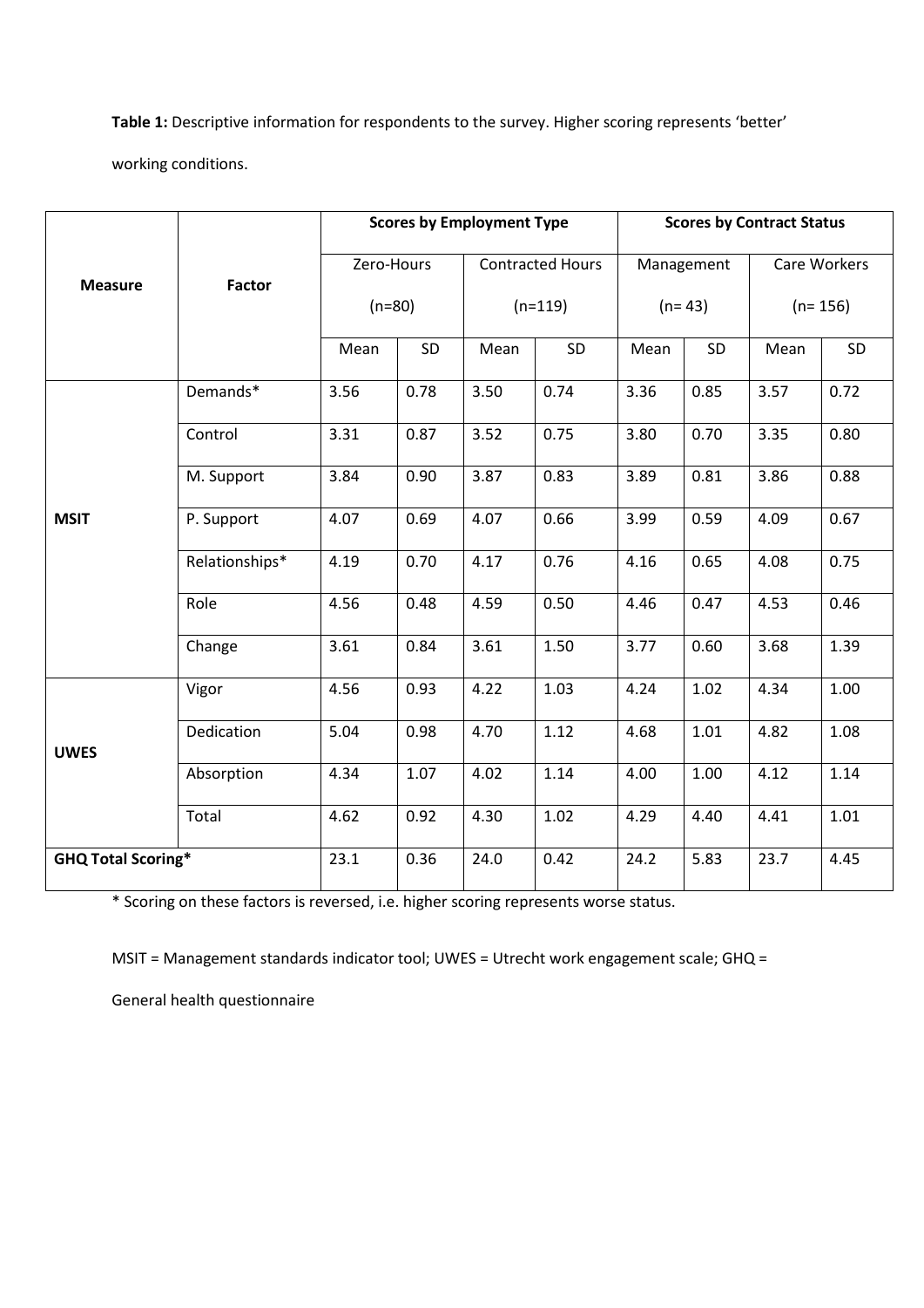**Table 1:** Descriptive information for respondents to the survey. Higher scoring represents 'better' working conditions.

| Measure | Factor | Scores by Employment Type | | | | Scores by Contract Status | | | |
|---|---|---|---|---|---|---|---|---|---|
| | | Zero-Hours (n=80) | | Contracted Hours (n=119) | | Management (n= 43) | | Care Workers (n= 156) | |
| | | Mean | SD | Mean | SD | Mean | SD | Mean | SD |
| MSIT | Demands* | 3.56 | 0.78 | 3.50 | 0.74 | 3.36 | 0.85 | 3.57 | 0.72 |
| | Control | 3.31 | 0.87 | 3.52 | 0.75 | 3.80 | 0.70 | 3.35 | 0.80 |
| | M. Support | 3.84 | 0.90 | 3.87 | 0.83 | 3.89 | 0.81 | 3.86 | 0.88 |
| | P. Support | 4.07 | 0.69 | 4.07 | 0.66 | 3.99 | 0.59 | 4.09 | 0.67 |
| | Relationships* | 4.19 | 0.70 | 4.17 | 0.76 | 4.16 | 0.65 | 4.08 | 0.75 |
| | Role | 4.56 | 0.48 | 4.59 | 0.50 | 4.46 | 0.47 | 4.53 | 0.46 |
| | Change | 3.61 | 0.84 | 3.61 | 1.50 | 3.77 | 0.60 | 3.68 | 1.39 |
| UWES | Vigor | 4.56 | 0.93 | 4.22 | 1.03 | 4.24 | 1.02 | 4.34 | 1.00 |
| | Dedication | 5.04 | 0.98 | 4.70 | 1.12 | 4.68 | 1.01 | 4.82 | 1.08 |
| | Absorption | 4.34 | 1.07 | 4.02 | 1.14 | 4.00 | 1.00 | 4.12 | 1.14 |
| | Total | 4.62 | 0.92 | 4.30 | 1.02 | 4.29 | 4.40 | 4.41 | 1.01 |
| GHQ Total Scoring* | | 23.1 | 0.36 | 24.0 | 0.42 | 24.2 | 5.83 | 23.7 | 4.45 |

* Scoring on these factors is reversed, i.e. higher scoring represents worse status.

MSIT = Management standards indicator tool; UWES = Utrecht work engagement scale; GHQ = General health questionnaire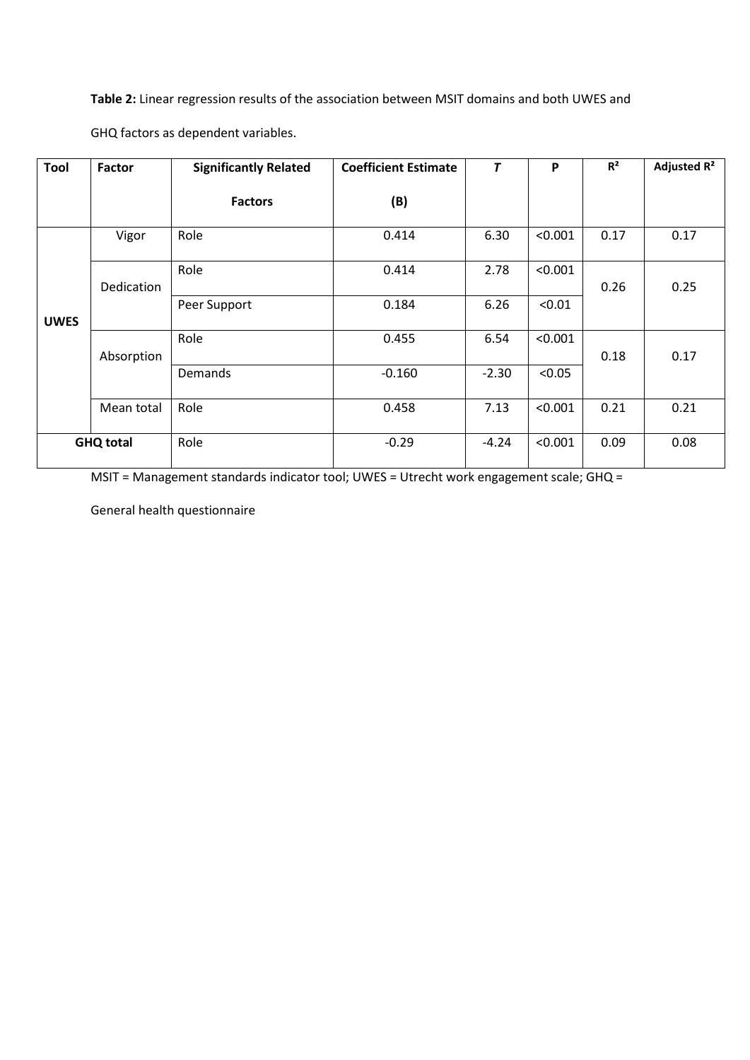**Table 2:** Linear regression results of the association between MSIT domains and both UWES and GHQ factors as dependent variables.

| Tool | Factor | Significantly Related Factors | Coefficient Estimate (B) | *T* | P | $R^2$ | Adjusted $R^2$ |
|---|---|---|---|---|---|---|---|
| UWES | Vigor | Role | 0.414 | 6.30 | <0.001 | 0.17 | 0.17 |
| | Dedication | Role | 0.414 | 2.78 | <0.001 | 0.26 | 0.25 |
| | | Peer Support | 0.184 | 6.26 | <0.01 | | |
| | Absorption | Role | 0.455 | 6.54 | <0.001 | 0.18 | 0.17 |
| | | Demands | -0.160 | -2.30 | <0.05 | | |
| | Mean total | Role | 0.458 | 7.13 | <0.001 | 0.21 | 0.21 |
| GHQ total | | Role | -0.29 | -4.24 | <0.001 | 0.09 | 0.08 |

MSIT = Management standards indicator tool; UWES = Utrecht work engagement scale; GHQ = General health questionnaire